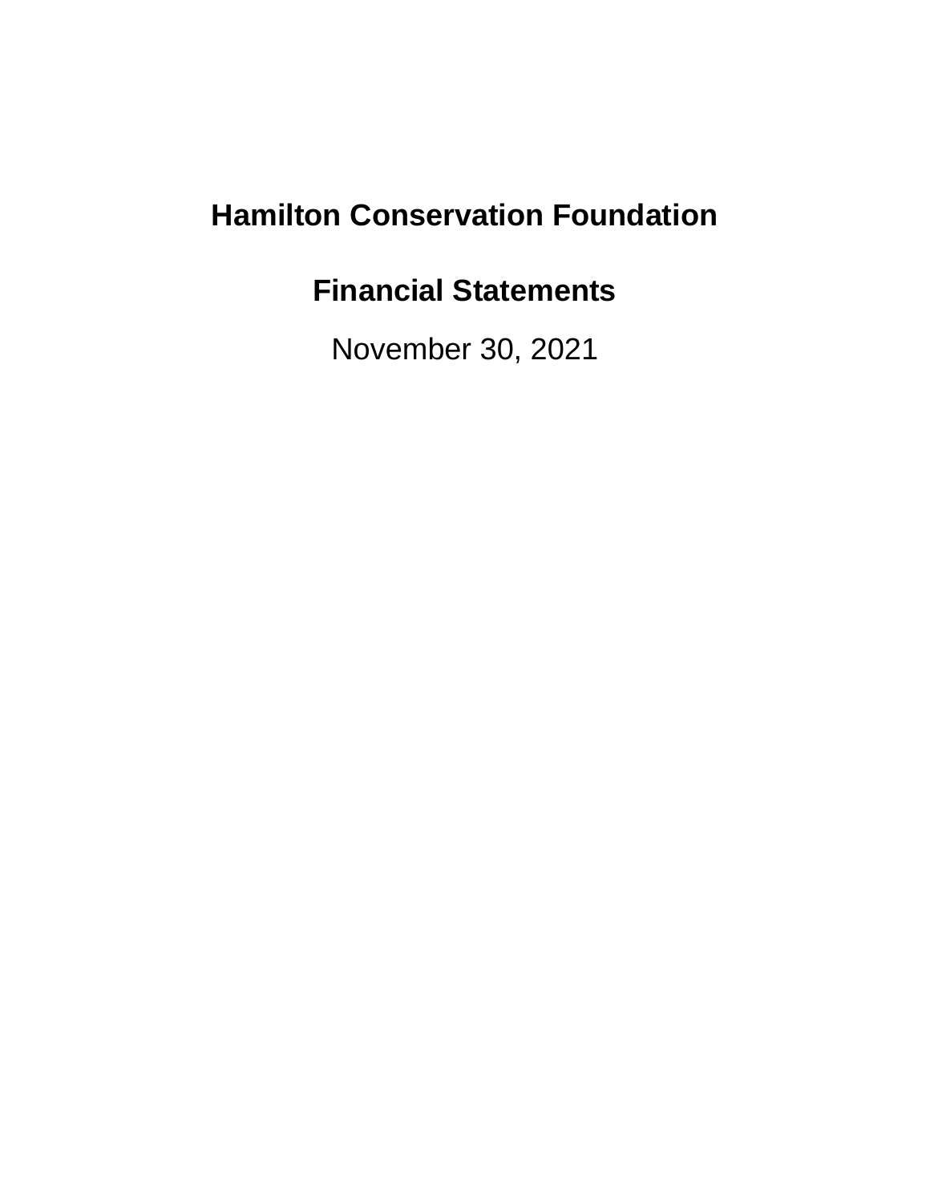# Hamilton Conservation Foundation

## Financial Statements

November 30, 2021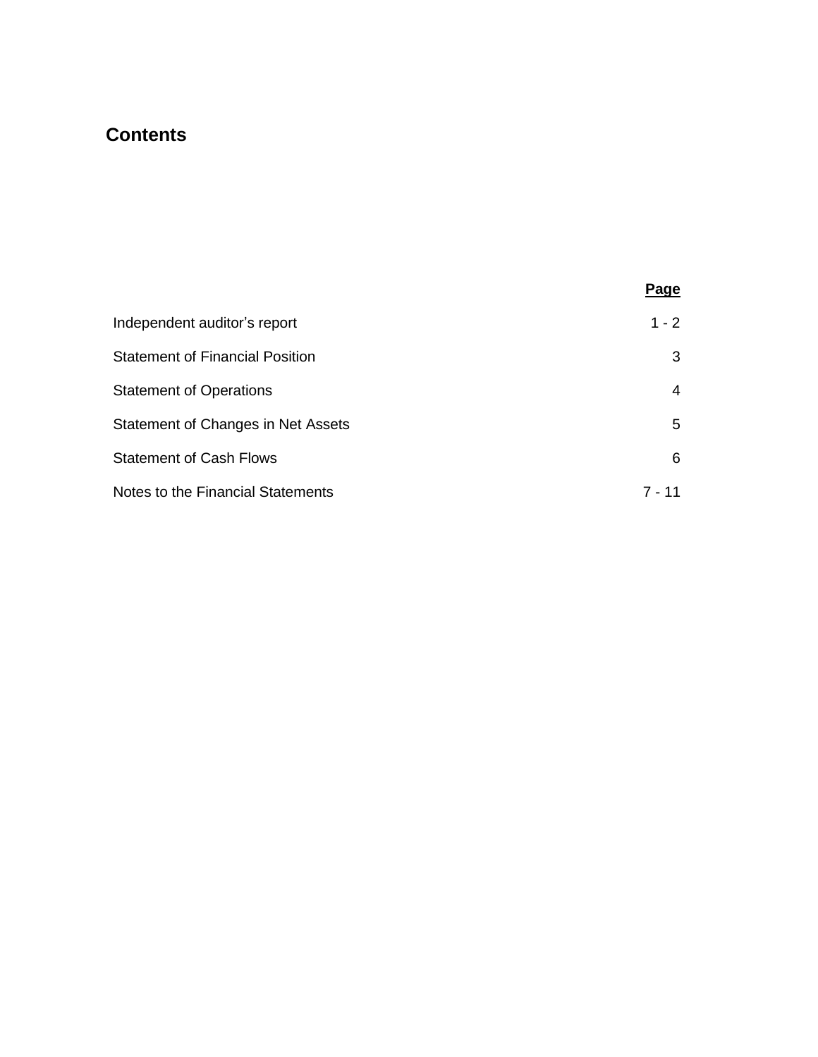# Contents

| | Page |
|---|---|
| Independent auditor's report | 1 - 2 |
| Statement of Financial Position | 3 |
| Statement of Operations | 4 |
| Statement of Changes in Net Assets | 5 |
| Statement of Cash Flows | 6 |
| Notes to the Financial Statements | 7 - 11 |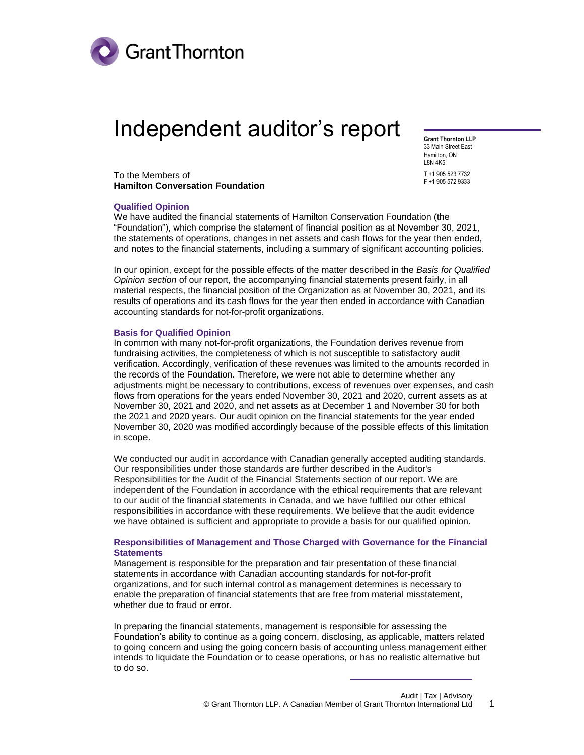# Independent auditor's report

**Grant Thornton LLP**
33 Main Street East
Hamilton, ON
L8N 4K5

T +1 905 523 7732
F +1 905 572 9333

To the Members of
**Hamilton Conversation Foundation**

### Qualified Opinion

We have audited the financial statements of Hamilton Conservation Foundation (the "Foundation"), which comprise the statement of financial position as at November 30, 2021, the statements of operations, changes in net assets and cash flows for the year then ended, and notes to the financial statements, including a summary of significant accounting policies.

In our opinion, except for the possible effects of the matter described in the *Basis for Qualified Opinion section* of our report, the accompanying financial statements present fairly, in all material respects, the financial position of the Organization as at November 30, 2021, and its results of operations and its cash flows for the year then ended in accordance with Canadian accounting standards for not-for-profit organizations.

### Basis for Qualified Opinion

In common with many not-for-profit organizations, the Foundation derives revenue from fundraising activities, the completeness of which is not susceptible to satisfactory audit verification. Accordingly, verification of these revenues was limited to the amounts recorded in the records of the Foundation. Therefore, we were not able to determine whether any adjustments might be necessary to contributions, excess of revenues over expenses, and cash flows from operations for the years ended November 30, 2021 and 2020, current assets as at November 30, 2021 and 2020, and net assets as at December 1 and November 30 for both the 2021 and 2020 years. Our audit opinion on the financial statements for the year ended November 30, 2020 was modified accordingly because of the possible effects of this limitation in scope.

We conducted our audit in accordance with Canadian generally accepted auditing standards. Our responsibilities under those standards are further described in the Auditor's Responsibilities for the Audit of the Financial Statements section of our report. We are independent of the Foundation in accordance with the ethical requirements that are relevant to our audit of the financial statements in Canada, and we have fulfilled our other ethical responsibilities in accordance with these requirements. We believe that the audit evidence we have obtained is sufficient and appropriate to provide a basis for our qualified opinion.

### Responsibilities of Management and Those Charged with Governance for the Financial Statements

Management is responsible for the preparation and fair presentation of these financial statements in accordance with Canadian accounting standards for not-for-profit organizations, and for such internal control as management determines is necessary to enable the preparation of financial statements that are free from material misstatement, whether due to fraud or error.

In preparing the financial statements, management is responsible for assessing the Foundation's ability to continue as a going concern, disclosing, as applicable, matters related to going concern and using the going concern basis of accounting unless management either intends to liquidate the Foundation or to cease operations, or has no realistic alternative but to do so.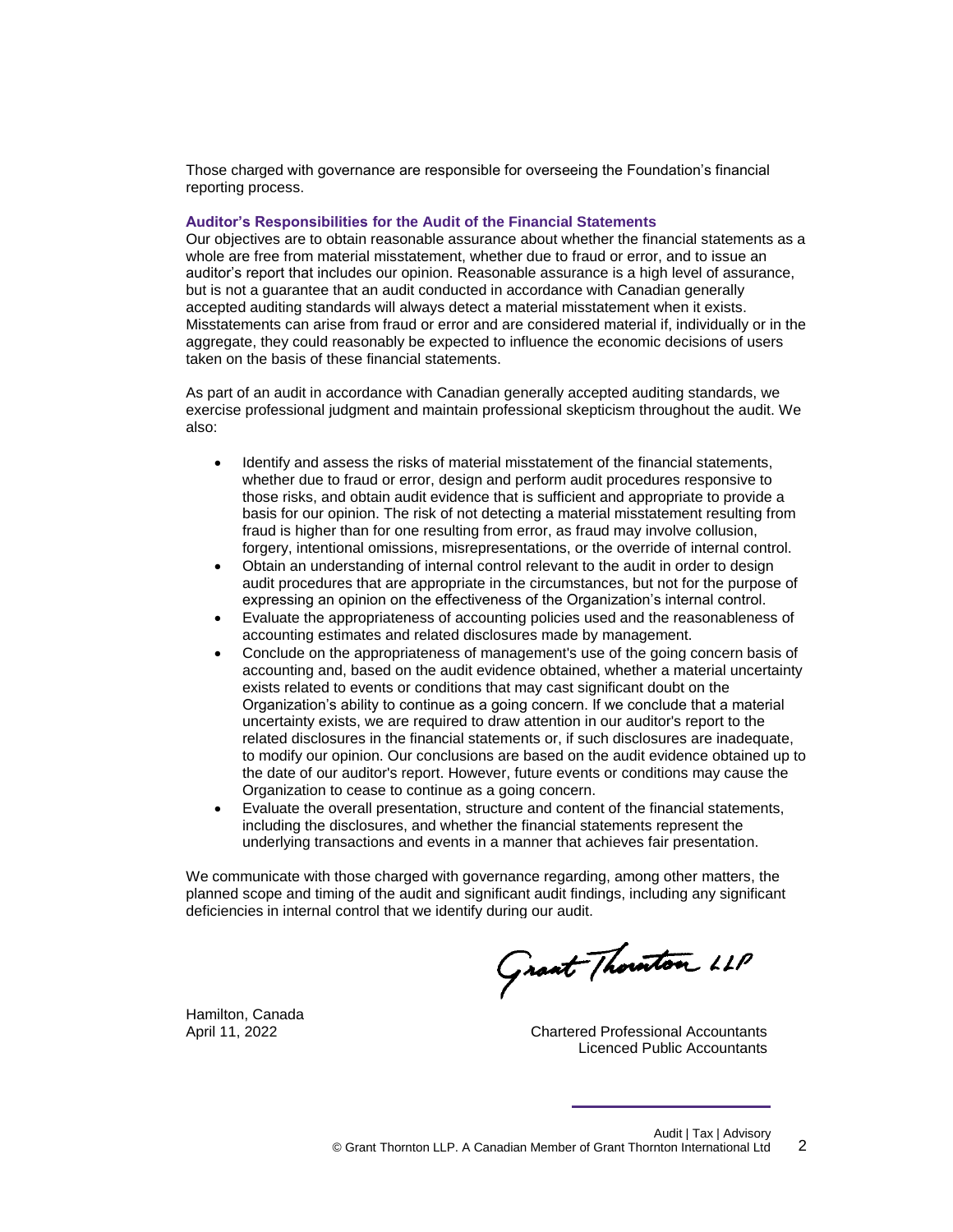Those charged with governance are responsible for overseeing the Foundation's financial reporting process.

### Auditor's Responsibilities for the Audit of the Financial Statements

Our objectives are to obtain reasonable assurance about whether the financial statements as a whole are free from material misstatement, whether due to fraud or error, and to issue an auditor's report that includes our opinion. Reasonable assurance is a high level of assurance, but is not a guarantee that an audit conducted in accordance with Canadian generally accepted auditing standards will always detect a material misstatement when it exists. Misstatements can arise from fraud or error and are considered material if, individually or in the aggregate, they could reasonably be expected to influence the economic decisions of users taken on the basis of these financial statements.

As part of an audit in accordance with Canadian generally accepted auditing standards, we exercise professional judgment and maintain professional skepticism throughout the audit. We also:

- Identify and assess the risks of material misstatement of the financial statements, whether due to fraud or error, design and perform audit procedures responsive to those risks, and obtain audit evidence that is sufficient and appropriate to provide a basis for our opinion. The risk of not detecting a material misstatement resulting from fraud is higher than for one resulting from error, as fraud may involve collusion, forgery, intentional omissions, misrepresentations, or the override of internal control.
- Obtain an understanding of internal control relevant to the audit in order to design audit procedures that are appropriate in the circumstances, but not for the purpose of expressing an opinion on the effectiveness of the Organization's internal control.
- Evaluate the appropriateness of accounting policies used and the reasonableness of accounting estimates and related disclosures made by management.
- Conclude on the appropriateness of management's use of the going concern basis of accounting and, based on the audit evidence obtained, whether a material uncertainty exists related to events or conditions that may cast significant doubt on the Organization's ability to continue as a going concern. If we conclude that a material uncertainty exists, we are required to draw attention in our auditor's report to the related disclosures in the financial statements or, if such disclosures are inadequate, to modify our opinion. Our conclusions are based on the audit evidence obtained up to the date of our auditor's report. However, future events or conditions may cause the Organization to cease to continue as a going concern.
- Evaluate the overall presentation, structure and content of the financial statements, including the disclosures, and whether the financial statements represent the underlying transactions and events in a manner that achieves fair presentation.

We communicate with those charged with governance regarding, among other matters, the planned scope and timing of the audit and significant audit findings, including any significant deficiencies in internal control that we identify during our audit.

Grant Thornton LLP

Hamilton, Canada
April 11, 2022

Chartered Professional Accountants
Licenced Public Accountants

Audit | Tax | Advisory
© Grant Thornton LLP. A Canadian Member of Grant Thornton International Ltd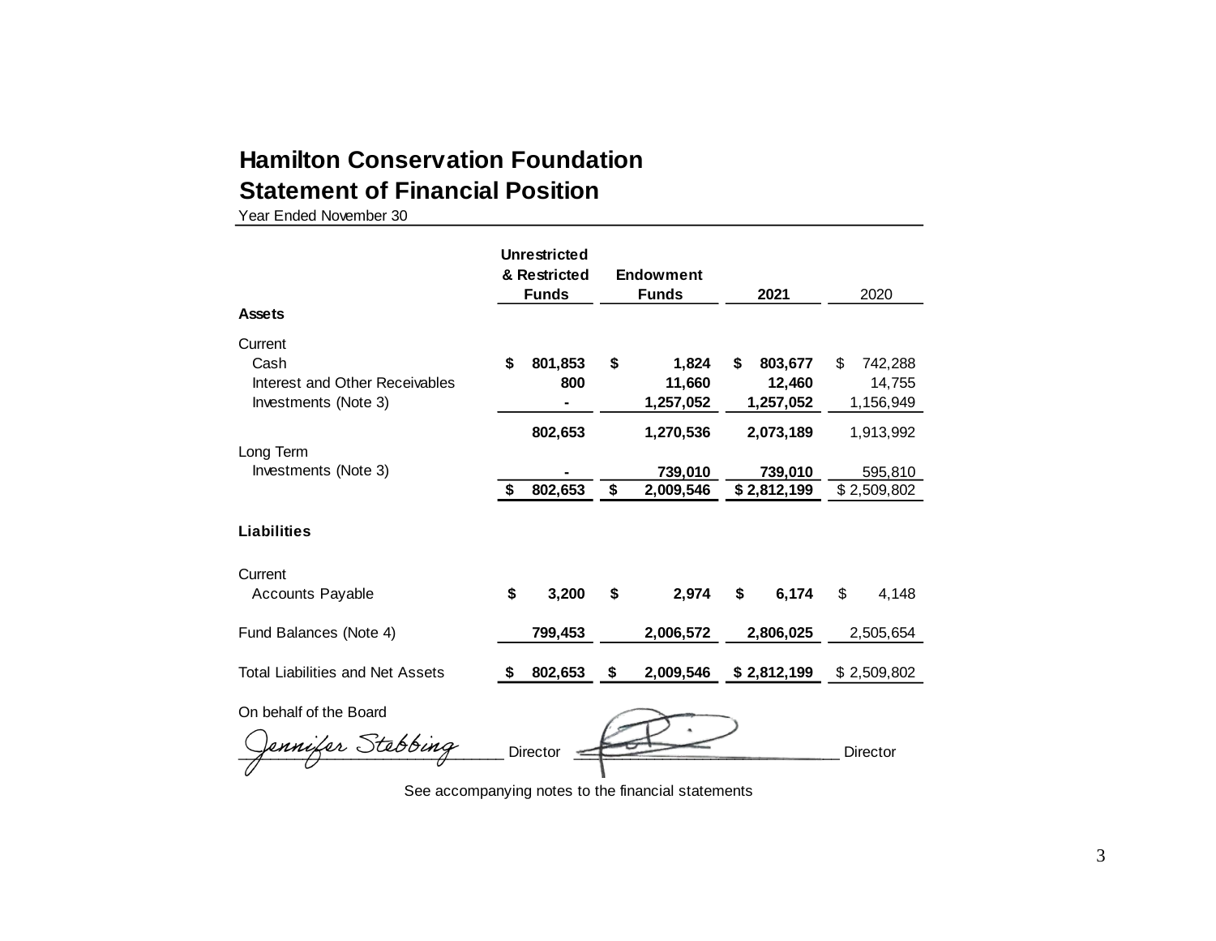# Hamilton Conservation Foundation
## Statement of Financial Position

Year Ended November 30

| | Unrestricted & Restricted Funds | Endowment Funds | 2021 | 2020 |
|---|---|---|---|---|
| **Assets** | | | | |
| Current | | | | |
| Cash | $ 801,853 | $ 1,824 | $ 803,677 | $ 742,288 |
| Interest and Other Receivables | 800 | 11,660 | 12,460 | 14,755 |
| Investments (Note 3) | - | 1,257,052 | 1,257,052 | 1,156,949 |
| | 802,653 | 1,270,536 | 2,073,189 | 1,913,992 |
| Long Term | | | | |
| Investments (Note 3) | - | 739,010 | 739,010 | 595,810 |
| | $ 802,653 | $ 2,009,546 | $ 2,812,199 | $ 2,509,802 |
| **Liabilities** | | | | |
| Current | | | | |
| Accounts Payable | $ 3,200 | $ 2,974 | $ 6,174 | $ 4,148 |
| Fund Balances (Note 4) | 799,453 | 2,006,572 | 2,806,025 | 2,505,654 |
| Total Liabilities and Net Assets | $ 802,653 | $ 2,009,546 | $ 2,812,199 | $ 2,509,802 |

On behalf of the Board

Jennifer Stebbing ____________ Director ____________ Director

See accompanying notes to the financial statements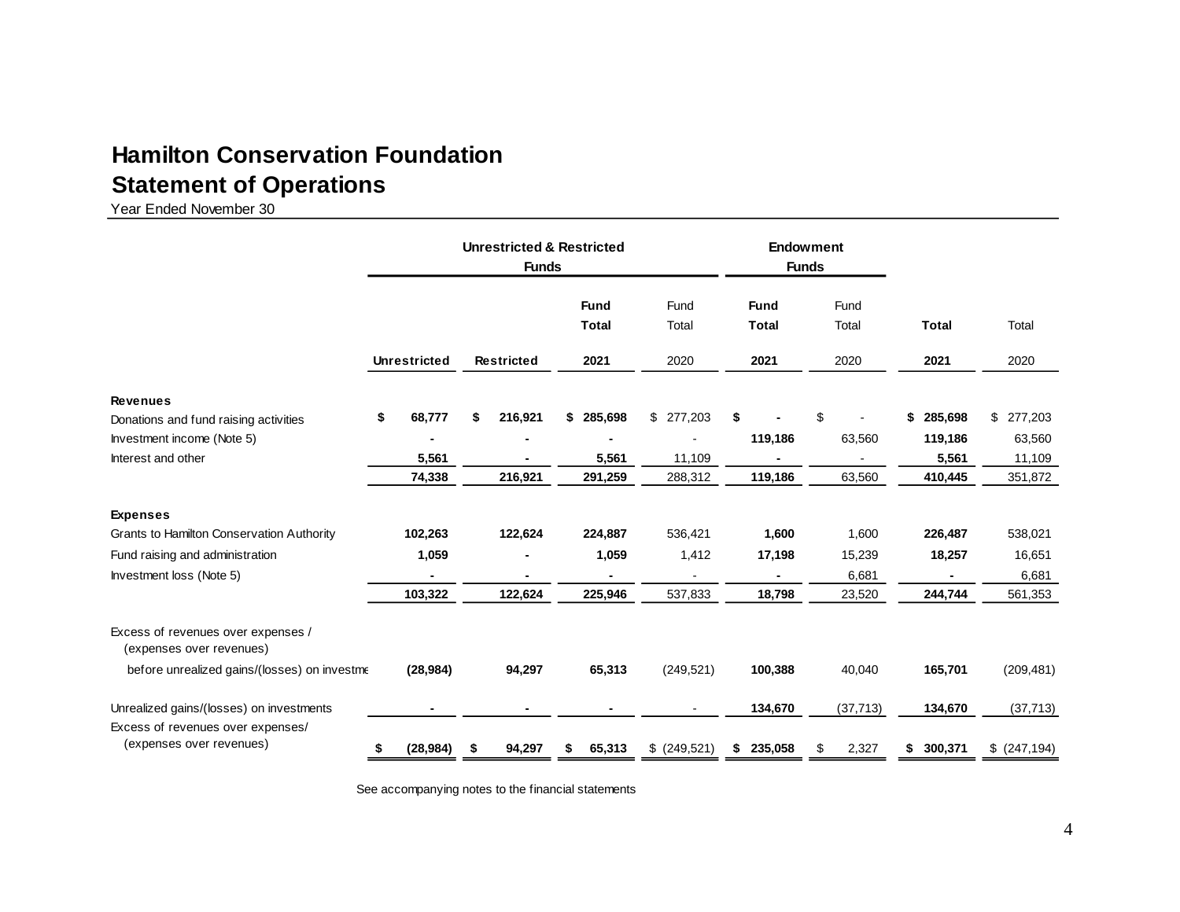# Hamilton Conservation Foundation

## Statement of Operations

Year Ended November 30

| | Unrestricted & Restricted Funds | | | | Endowment Funds | | | |
|---|---|---|---|---|---|---|---|---|
| | | | **Fund Total** | Fund Total | **Fund Total** | Fund Total | **Total** | Total |
| | **Unrestricted** | **Restricted** | **2021** | 2020 | **2021** | 2020 | **2021** | 2020 |
| **Revenues** | | | | | | | | |
| Donations and fund raising activities | **$ 68,777** | **$ 216,921** | **$ 285,698** | $ 277,203 | **$ -** | $ - | **$ 285,698** | $ 277,203 |
| Investment income (Note 5) | **-** | **-** | **-** | - | **119,186** | 63,560 | **119,186** | 63,560 |
| Interest and other | **5,561** | **-** | **5,561** | 11,109 | **-** | - | **5,561** | 11,109 |
| | **74,338** | **216,921** | **291,259** | 288,312 | **119,186** | 63,560 | **410,445** | 351,872 |
| **Expenses** | | | | | | | | |
| Grants to Hamilton Conservation Authority | **102,263** | **122,624** | **224,887** | 536,421 | **1,600** | 1,600 | **226,487** | 538,021 |
| Fund raising and administration | **1,059** | **-** | **1,059** | 1,412 | **17,198** | 15,239 | **18,257** | 16,651 |
| Investment loss (Note 5) | **-** | **-** | **-** | - | **-** | 6,681 | **-** | 6,681 |
| | **103,322** | **122,624** | **225,946** | 537,833 | **18,798** | 23,520 | **244,744** | 561,353 |
| Excess of revenues over expenses / (expenses over revenues) before unrealized gains/(losses) on investme | **(28,984)** | **94,297** | **65,313** | (249,521) | **100,388** | 40,040 | **165,701** | (209,481) |
| Unrealized gains/(losses) on investments | **-** | **-** | **-** | - | **134,670** | (37,713) | **134,670** | (37,713) |
| Excess of revenues over expenses/ (expenses over revenues) | **$ (28,984)** | **$ 94,297** | **$ 65,313** | $ (249,521) | **$ 235,058** | $ 2,327 | **$ 300,371** | $ (247,194) |

See accompanying notes to the financial statements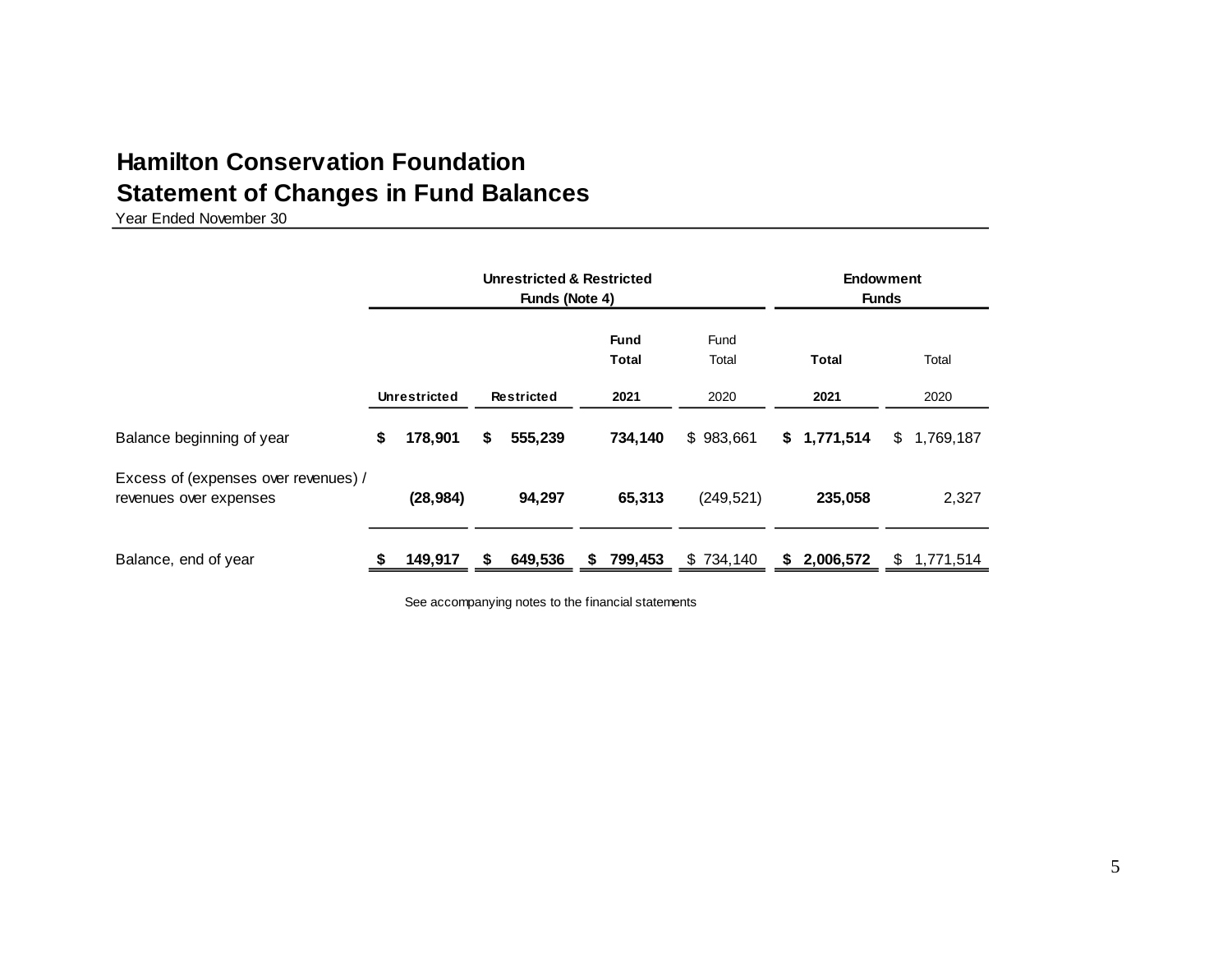# Hamilton Conservation Foundation
## Statement of Changes in Fund Balances

Year Ended November 30

| | Unrestricted & Restricted Funds (Note 4) | | | | Endowment Funds | |
|---|---|---|---|---|---|---|
| | | | **Fund Total** | Fund Total | **Total** | Total |
| | **Unrestricted** | **Restricted** | **2021** | 2020 | **2021** | 2020 |
| Balance beginning of year | **$ 178,901** | **$ 555,239** | **734,140** | $ 983,661 | **$ 1,771,514** | $ 1,769,187 |
| Excess of (expenses over revenues) / revenues over expenses | **(28,984)** | **94,297** | **65,313** | (249,521) | **235,058** | 2,327 |
| Balance, end of year | **$ 149,917** | **$ 649,536** | **$ 799,453** | $ 734,140 | **$ 2,006,572** | $ 1,771,514 |

See accompanying notes to the financial statements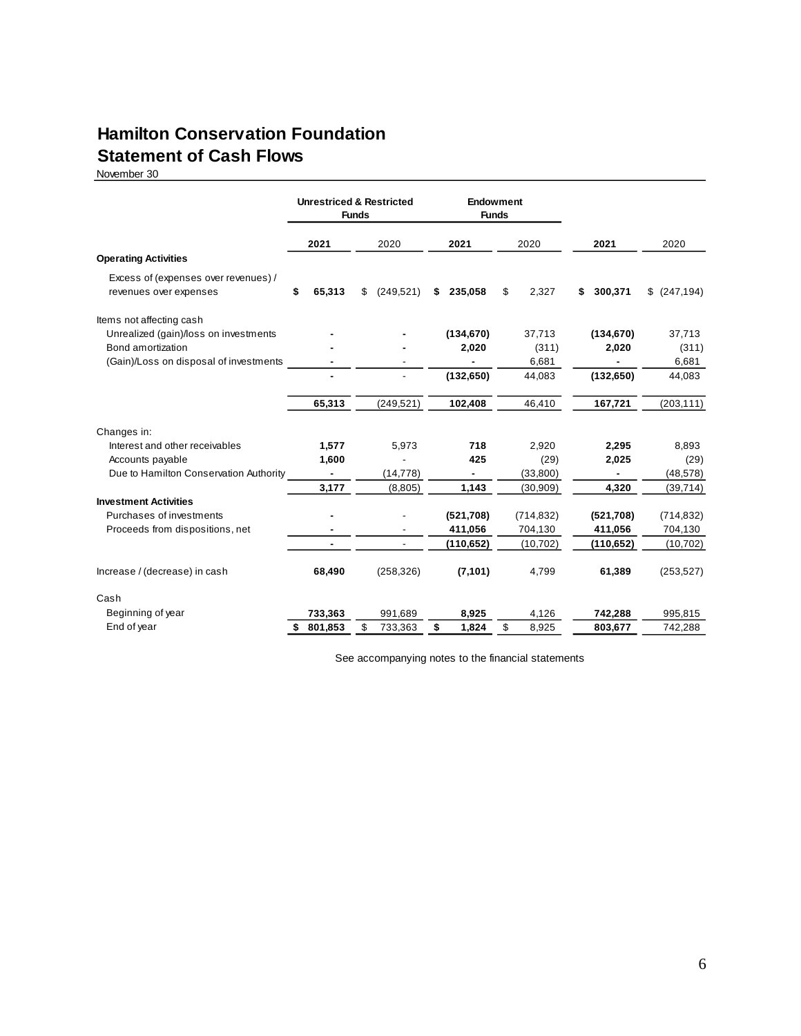# Hamilton Conservation Foundation

## Statement of Cash Flows

November 30

| | Unrestricted & Restricted Funds | | Endowment Funds | | | |
|---|---|---|---|---|---|---|
| | **2021** | 2020 | **2021** | 2020 | **2021** | 2020 |
| **Operating Activities** | | | | | | |
| Excess of (expenses over revenues) / revenues over expenses | **$ 65,313** | $ (249,521) | **$ 235,058** | $ 2,327 | **$ 300,371** | $ (247,194) |
| Items not affecting cash | | | | | | |
| Unrealized (gain)/loss on investments | **-** | **-** | **(134,670)** | 37,713 | **(134,670)** | 37,713 |
| Bond amortization | **-** | **-** | **2,020** | (311) | **2,020** | (311) |
| (Gain)/Loss on disposal of investments | **-** | - | **-** | 6,681 | **-** | 6,681 |
| | **-** | - | **(132,650)** | 44,083 | **(132,650)** | 44,083 |
| | **65,313** | (249,521) | **102,408** | 46,410 | **167,721** | (203,111) |
| Changes in: | | | | | | |
| Interest and other receivables | **1,577** | 5,973 | **718** | 2,920 | **2,295** | 8,893 |
| Accounts payable | **1,600** | - | **425** | (29) | **2,025** | (29) |
| Due to Hamilton Conservation Authority | **-** | (14,778) | **-** | (33,800) | **-** | (48,578) |
| | **3,177** | (8,805) | **1,143** | (30,909) | **4,320** | (39,714) |
| **Investment Activities** | | | | | | |
| Purchases of investments | **-** | - | **(521,708)** | (714,832) | **(521,708)** | (714,832) |
| Proceeds from dispositions, net | **-** | - | **411,056** | 704,130 | **411,056** | 704,130 |
| | **-** | - | **(110,652)** | (10,702) | **(110,652)** | (10,702) |
| Increase / (decrease) in cash | **68,490** | (258,326) | **(7,101)** | 4,799 | **61,389** | (253,527) |
| Cash | | | | | | |
| Beginning of year | **733,363** | 991,689 | **8,925** | 4,126 | **742,288** | 995,815 |
| End of year | **$ 801,853** | $ 733,363 | **$ 1,824** | $ 8,925 | **803,677** | 742,288 |

See accompanying notes to the financial statements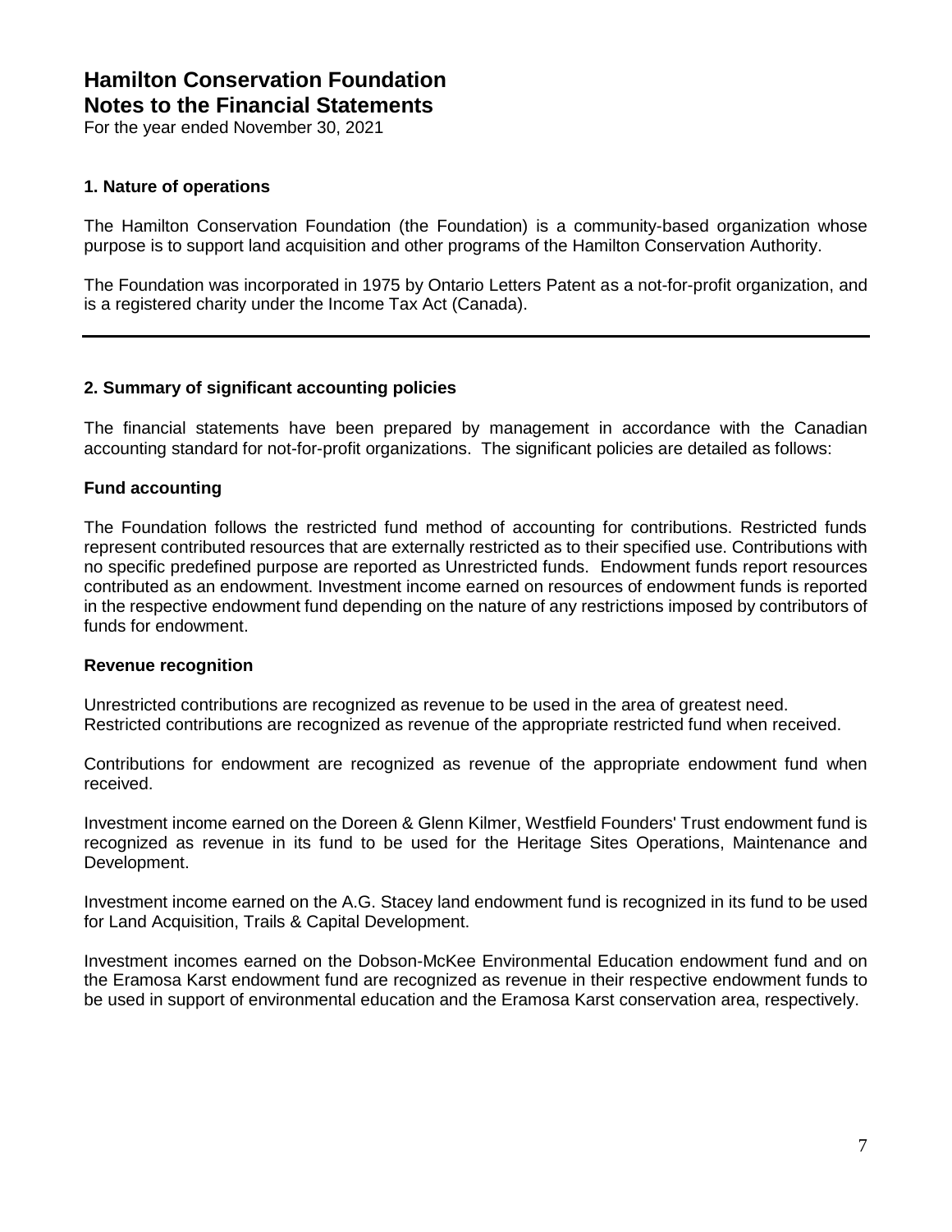# Hamilton Conservation Foundation
## Notes to the Financial Statements

For the year ended November 30, 2021

### 1. Nature of operations

The Hamilton Conservation Foundation (the Foundation) is a community-based organization whose purpose is to support land acquisition and other programs of the Hamilton Conservation Authority.

The Foundation was incorporated in 1975 by Ontario Letters Patent as a not-for-profit organization, and is a registered charity under the Income Tax Act (Canada).

---

### 2. Summary of significant accounting policies

The financial statements have been prepared by management in accordance with the Canadian accounting standard for not-for-profit organizations. The significant policies are detailed as follows:

**Fund accounting**

The Foundation follows the restricted fund method of accounting for contributions. Restricted funds represent contributed resources that are externally restricted as to their specified use. Contributions with no specific predefined purpose are reported as Unrestricted funds. Endowment funds report resources contributed as an endowment. Investment income earned on resources of endowment funds is reported in the respective endowment fund depending on the nature of any restrictions imposed by contributors of funds for endowment.

**Revenue recognition**

Unrestricted contributions are recognized as revenue to be used in the area of greatest need.
Restricted contributions are recognized as revenue of the appropriate restricted fund when received.

Contributions for endowment are recognized as revenue of the appropriate endowment fund when received.

Investment income earned on the Doreen & Glenn Kilmer, Westfield Founders' Trust endowment fund is recognized as revenue in its fund to be used for the Heritage Sites Operations, Maintenance and Development.

Investment income earned on the A.G. Stacey land endowment fund is recognized in its fund to be used for Land Acquisition, Trails & Capital Development.

Investment incomes earned on the Dobson-McKee Environmental Education endowment fund and on the Eramosa Karst endowment fund are recognized as revenue in their respective endowment funds to be used in support of environmental education and the Eramosa Karst conservation area, respectively.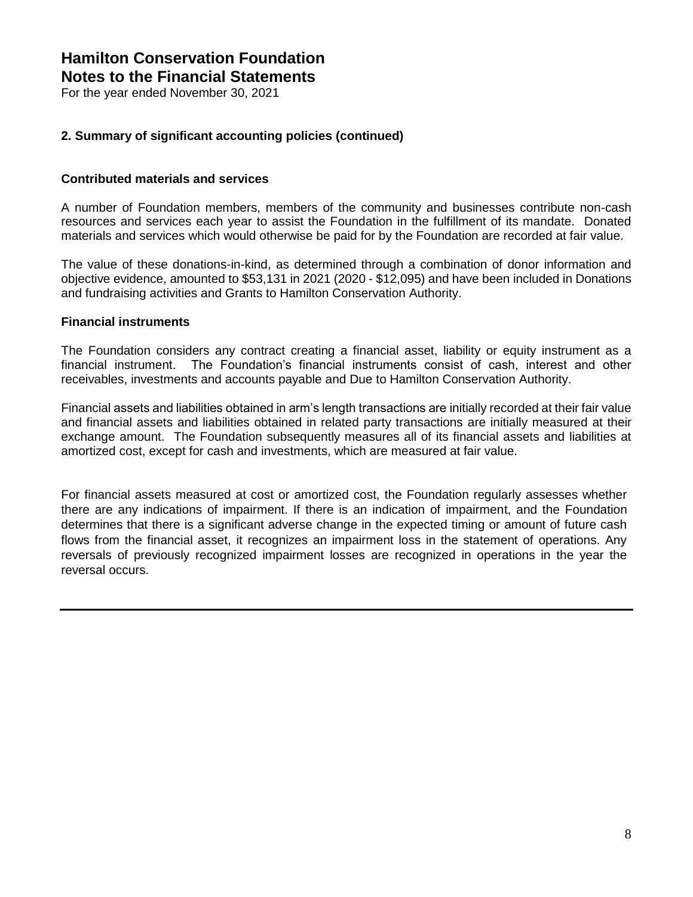# Hamilton Conservation Foundation
## Notes to the Financial Statements

For the year ended November 30, 2021

### 2. Summary of significant accounting policies (continued)

#### Contributed materials and services

A number of Foundation members, members of the community and businesses contribute non-cash resources and services each year to assist the Foundation in the fulfillment of its mandate. Donated materials and services which would otherwise be paid for by the Foundation are recorded at fair value.

The value of these donations-in-kind, as determined through a combination of donor information and objective evidence, amounted to $53,131 in 2021 (2020 - $12,095) and have been included in Donations and fundraising activities and Grants to Hamilton Conservation Authority.

#### Financial instruments

The Foundation considers any contract creating a financial asset, liability or equity instrument as a financial instrument. The Foundation's financial instruments consist of cash, interest and other receivables, investments and accounts payable and Due to Hamilton Conservation Authority.

Financial assets and liabilities obtained in arm's length transactions are initially recorded at their fair value and financial assets and liabilities obtained in related party transactions are initially measured at their exchange amount. The Foundation subsequently measures all of its financial assets and liabilities at amortized cost, except for cash and investments, which are measured at fair value.

For financial assets measured at cost or amortized cost, the Foundation regularly assesses whether there are any indications of impairment. If there is an indication of impairment, and the Foundation determines that there is a significant adverse change in the expected timing or amount of future cash flows from the financial asset, it recognizes an impairment loss in the statement of operations. Any reversals of previously recognized impairment losses are recognized in operations in the year the reversal occurs.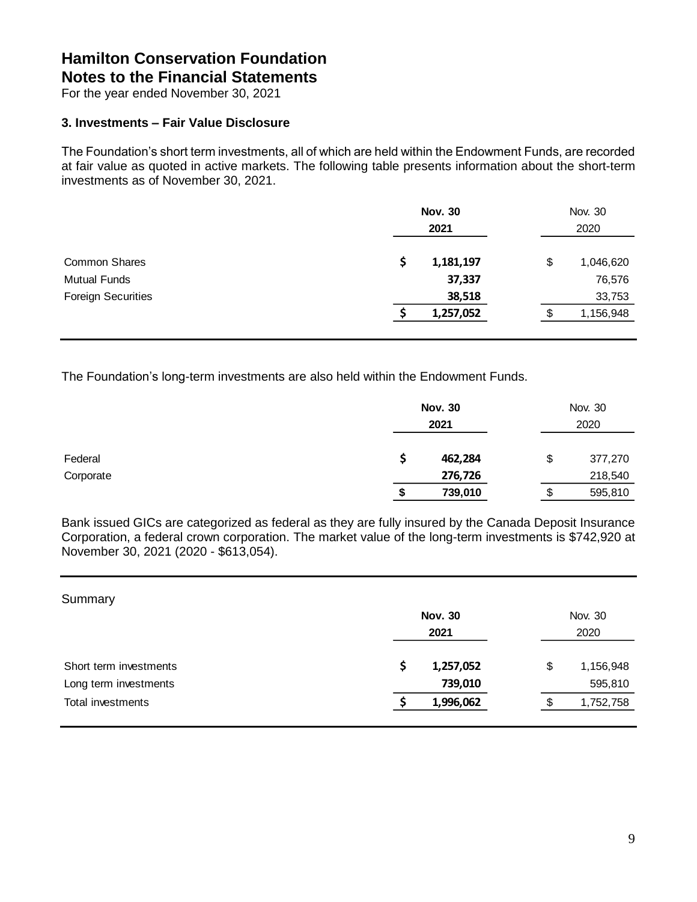# Hamilton Conservation Foundation
# Notes to the Financial Statements

For the year ended November 30, 2021

### 3. Investments – Fair Value Disclosure

The Foundation's short term investments, all of which are held within the Endowment Funds, are recorded at fair value as quoted in active markets. The following table presents information about the short-term investments as of November 30, 2021.

| | **Nov. 30 2021** | Nov. 30 2020 |
|---|---|---|
| Common Shares | **$ 1,181,197** | $ 1,046,620 |
| Mutual Funds | **37,337** | 76,576 |
| Foreign Securities | **38,518** | 33,753 |
| | **$ 1,257,052** | $ 1,156,948 |

The Foundation's long-term investments are also held within the Endowment Funds.

| | **Nov. 30 2021** | Nov. 30 2020 |
|---|---|---|
| Federal | **$ 462,284** | $ 377,270 |
| Corporate | **276,726** | 218,540 |
| | **$ 739,010** | $ 595,810 |

Bank issued GICs are categorized as federal as they are fully insured by the Canada Deposit Insurance Corporation, a federal crown corporation. The market value of the long-term investments is $742,920 at November 30, 2021 (2020 - $613,054).

Summary

| | **Nov. 30 2021** | Nov. 30 2020 |
|---|---|---|
| Short term investments | **$ 1,257,052** | $ 1,156,948 |
| Long term investments | **739,010** | 595,810 |
| Total investments | **$ 1,996,062** | $ 1,752,758 |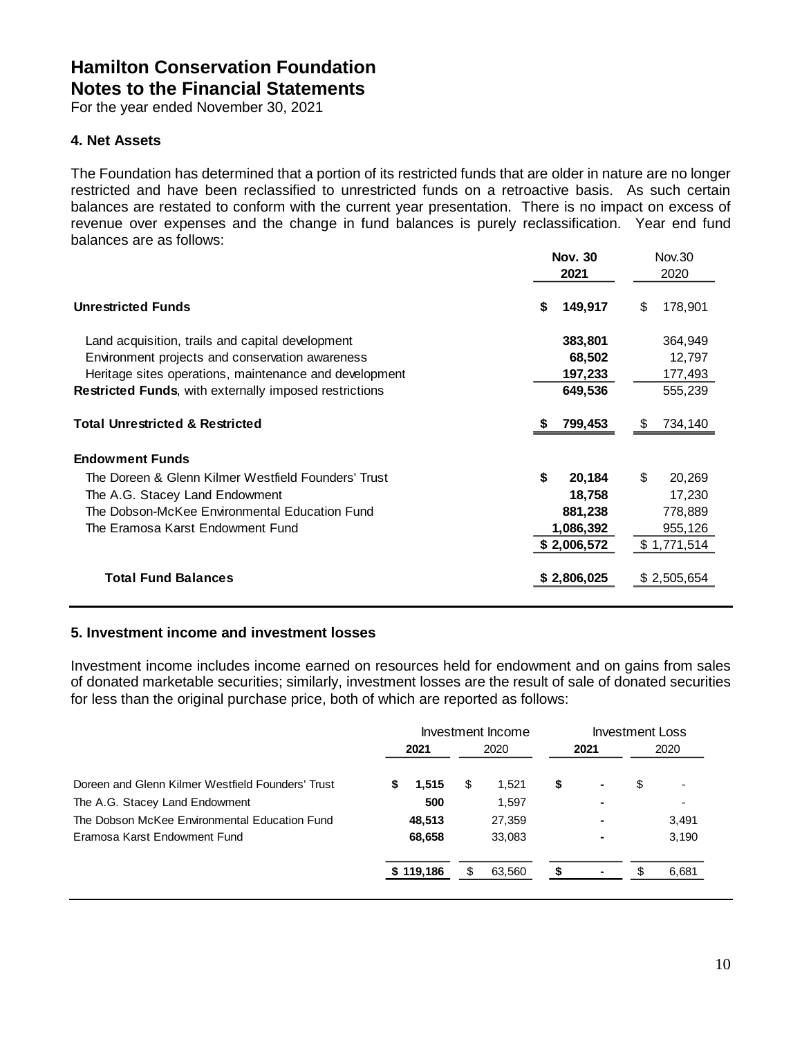# Hamilton Conservation Foundation

## Notes to the Financial Statements

For the year ended November 30, 2021

### 4. Net Assets

The Foundation has determined that a portion of its restricted funds that are older in nature are no longer restricted and have been reclassified to unrestricted funds on a retroactive basis. As such certain balances are restated to conform with the current year presentation. There is no impact on excess of revenue over expenses and the change in fund balances is purely reclassification. Year end fund balances are as follows:

| | **Nov. 30 2021** | Nov.30 2020 |
|---|---|---|
| **Unrestricted Funds** | **$ 149,917** | $ 178,901 |
| Land acquisition, trails and capital development | **383,801** | 364,949 |
| Environment projects and conservation awareness | **68,502** | 12,797 |
| Heritage sites operations, maintenance and development | **197,233** | 177,493 |
| **Restricted Funds**, with externally imposed restrictions | **649,536** | 555,239 |
| **Total Unrestricted & Restricted** | **$ 799,453** | $ 734,140 |
| **Endowment Funds** | | |
| The Doreen & Glenn Kilmer Westfield Founders' Trust | **$ 20,184** | $ 20,269 |
| The A.G. Stacey Land Endowment | **18,758** | 17,230 |
| The Dobson-McKee Environmental Education Fund | **881,238** | 778,889 |
| The Eramosa Karst Endowment Fund | **1,086,392** | 955,126 |
| | **$ 2,006,572** | $ 1,771,514 |
| **Total Fund Balances** | **$ 2,806,025** | $ 2,505,654 |

### 5. Investment income and investment losses

Investment income includes income earned on resources held for endowment and on gains from sales of donated marketable securities; similarly, investment losses are the result of sale of donated securities for less than the original purchase price, both of which are reported as follows:

| | Investment Income | | Investment Loss | |
|---|---|---|---|---|
| | **2021** | 2020 | **2021** | 2020 |
| Doreen and Glenn Kilmer Westfield Founders' Trust | **$ 1,515** | $ 1,521 | **$ -** | $ - |
| The A.G. Stacey Land Endowment | **500** | 1,597 | **-** | - |
| The Dobson McKee Environmental Education Fund | **48,513** | 27,359 | **-** | 3,491 |
| Eramosa Karst Endowment Fund | **68,658** | 33,083 | **-** | 3,190 |
| | **$ 119,186** | $ 63,560 | **$ -** | $ 6,681 |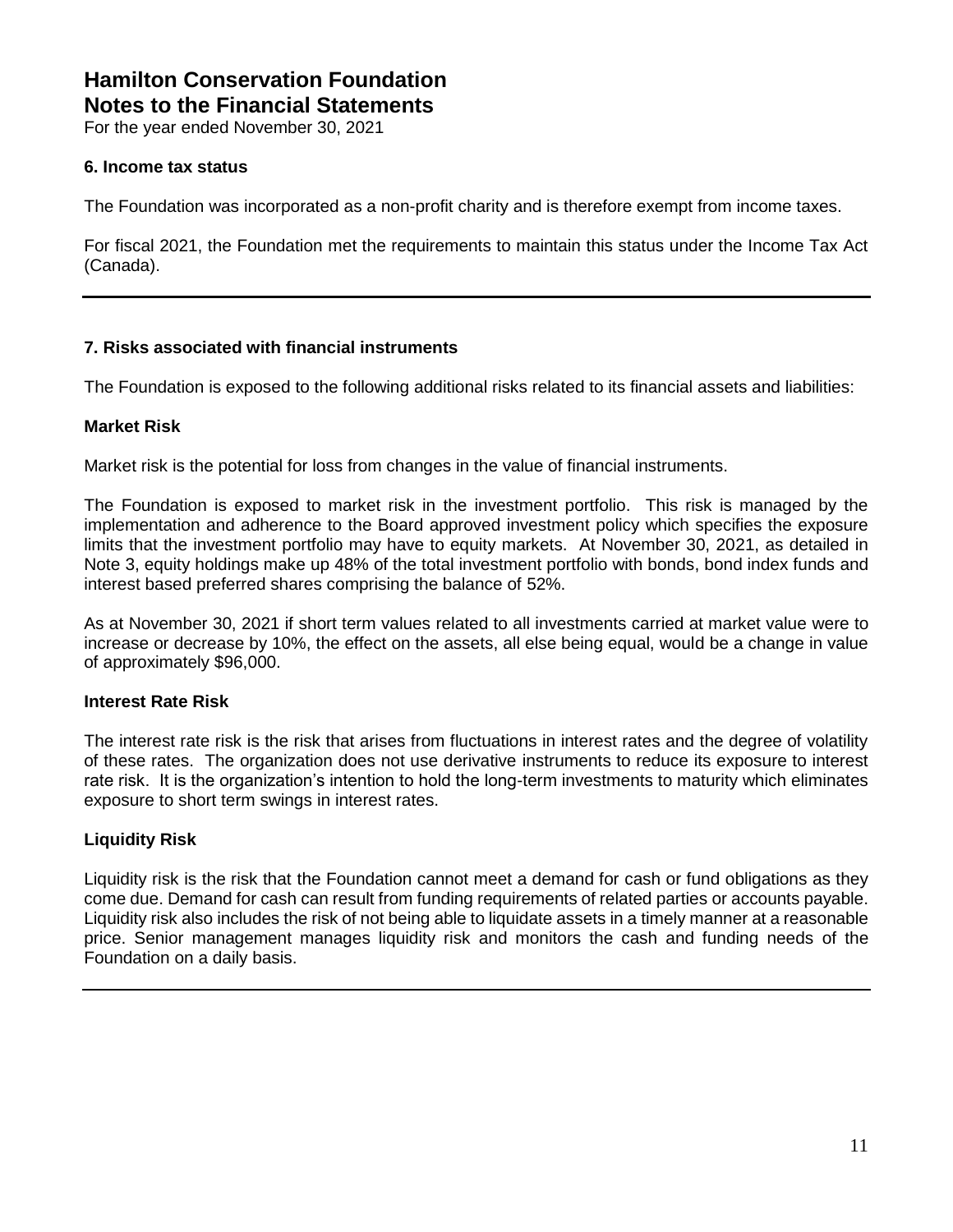# Hamilton Conservation Foundation
## Notes to the Financial Statements

For the year ended November 30, 2021

### 6. Income tax status

The Foundation was incorporated as a non-profit charity and is therefore exempt from income taxes.

For fiscal 2021, the Foundation met the requirements to maintain this status under the Income Tax Act (Canada).

---

### 7. Risks associated with financial instruments

The Foundation is exposed to the following additional risks related to its financial assets and liabilities:

**Market Risk**

Market risk is the potential for loss from changes in the value of financial instruments.

The Foundation is exposed to market risk in the investment portfolio. This risk is managed by the implementation and adherence to the Board approved investment policy which specifies the exposure limits that the investment portfolio may have to equity markets. At November 30, 2021, as detailed in Note 3, equity holdings make up 48% of the total investment portfolio with bonds, bond index funds and interest based preferred shares comprising the balance of 52%.

As at November 30, 2021 if short term values related to all investments carried at market value were to increase or decrease by 10%, the effect on the assets, all else being equal, would be a change in value of approximately $96,000.

**Interest Rate Risk**

The interest rate risk is the risk that arises from fluctuations in interest rates and the degree of volatility of these rates. The organization does not use derivative instruments to reduce its exposure to interest rate risk. It is the organization's intention to hold the long-term investments to maturity which eliminates exposure to short term swings in interest rates.

**Liquidity Risk**

Liquidity risk is the risk that the Foundation cannot meet a demand for cash or fund obligations as they come due. Demand for cash can result from funding requirements of related parties or accounts payable. Liquidity risk also includes the risk of not being able to liquidate assets in a timely manner at a reasonable price. Senior management manages liquidity risk and monitors the cash and funding needs of the Foundation on a daily basis.